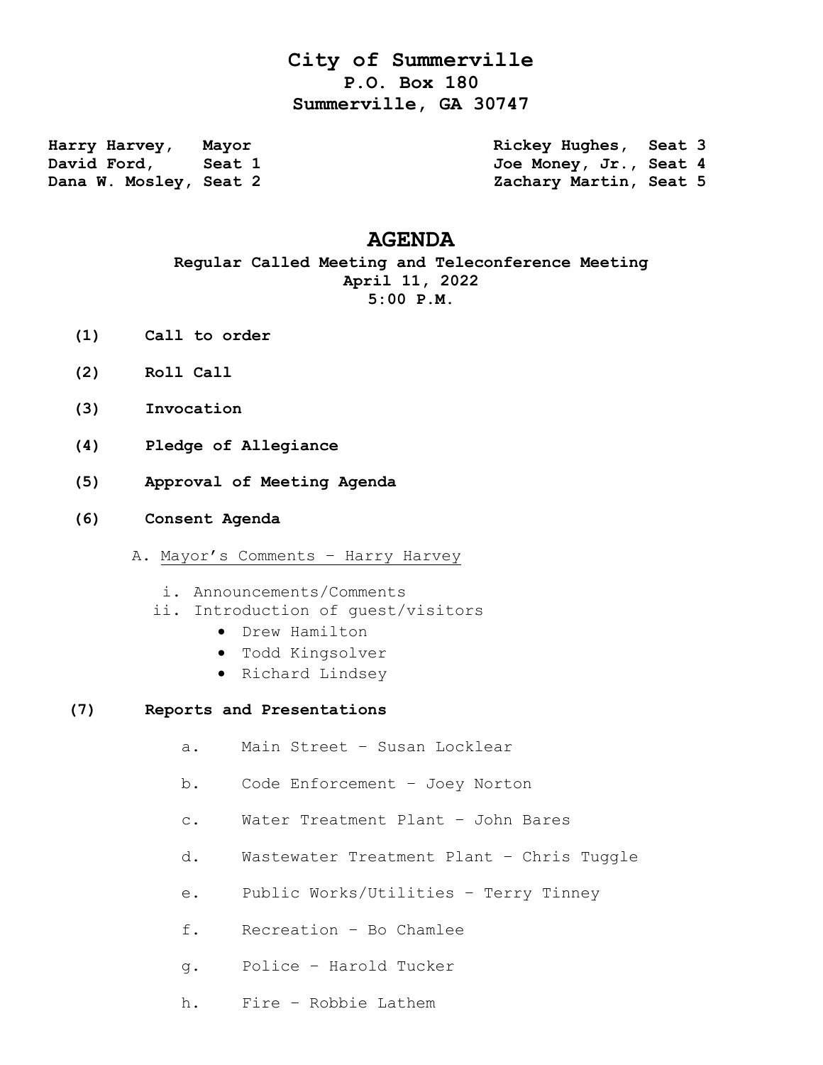# City of Summerville

**P.O. Box 180**
**Summerville, GA 30747**

**Harry Harvey, Mayor**
**David Ford, Seat 1**
**Dana W. Mosley, Seat 2**
**Rickey Hughes, Seat 3**
**Joe Money, Jr., Seat 4**
**Zachary Martin, Seat 5**

## AGENDA

**Regular Called Meeting and Teleconference Meeting**
**April 11, 2022**
**5:00 P.M.**

**(1) Call to order**

**(2) Roll Call**

**(3) Invocation**

**(4) Pledge of Allegiance**

**(5) Approval of Meeting Agenda**

**(6) Consent Agenda**

A. Mayor's Comments – Harry Harvey

i. Announcements/Comments

ii. Introduction of guest/visitors

- Drew Hamilton
- Todd Kingsolver
- Richard Lindsey

**(7) Reports and Presentations**

a. Main Street – Susan Locklear

b. Code Enforcement – Joey Norton

c. Water Treatment Plant – John Bares

d. Wastewater Treatment Plant – Chris Tuggle

e. Public Works/Utilities – Terry Tinney

f. Recreation – Bo Chamlee

g. Police – Harold Tucker

h. Fire – Robbie Lathem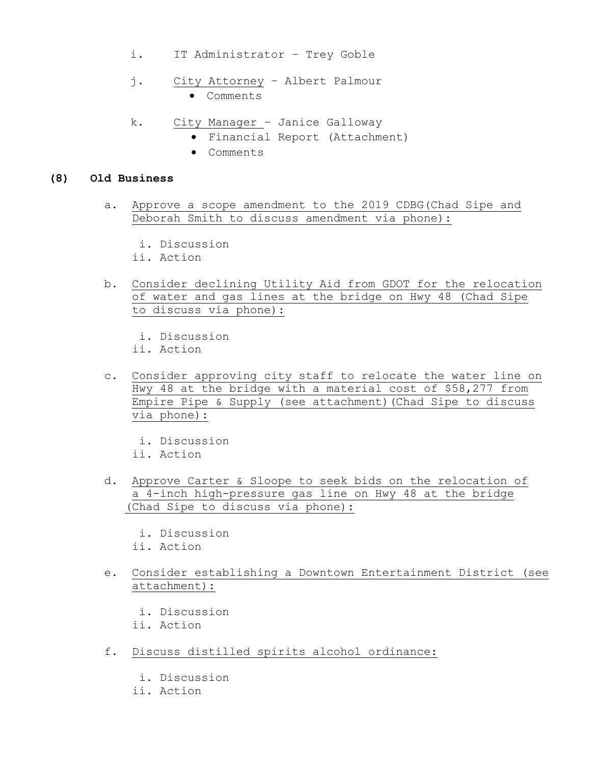i. IT Administrator – Trey Goble

j. City Attorney – Albert Palmour
   - Comments

k. City Manager – Janice Galloway
   - Financial Report (Attachment)
   - Comments

## (8) Old Business

a. Approve a scope amendment to the 2019 CDBG(Chad Sipe and Deborah Smith to discuss amendment via phone):

   i. Discussion
   ii. Action

b. Consider declining Utility Aid from GDOT for the relocation of water and gas lines at the bridge on Hwy 48 (Chad Sipe to discuss via phone):

   i. Discussion
   ii. Action

c. Consider approving city staff to relocate the water line on Hwy 48 at the bridge with a material cost of $58,277 from Empire Pipe & Supply (see attachment)(Chad Sipe to discuss via phone):

   i. Discussion
   ii. Action

d. Approve Carter & Sloope to seek bids on the relocation of a 4-inch high-pressure gas line on Hwy 48 at the bridge (Chad Sipe to discuss via phone):

   i. Discussion
   ii. Action

e. Consider establishing a Downtown Entertainment District (see attachment):

   i. Discussion
   ii. Action

f. Discuss distilled spirits alcohol ordinance:

   i. Discussion
   ii. Action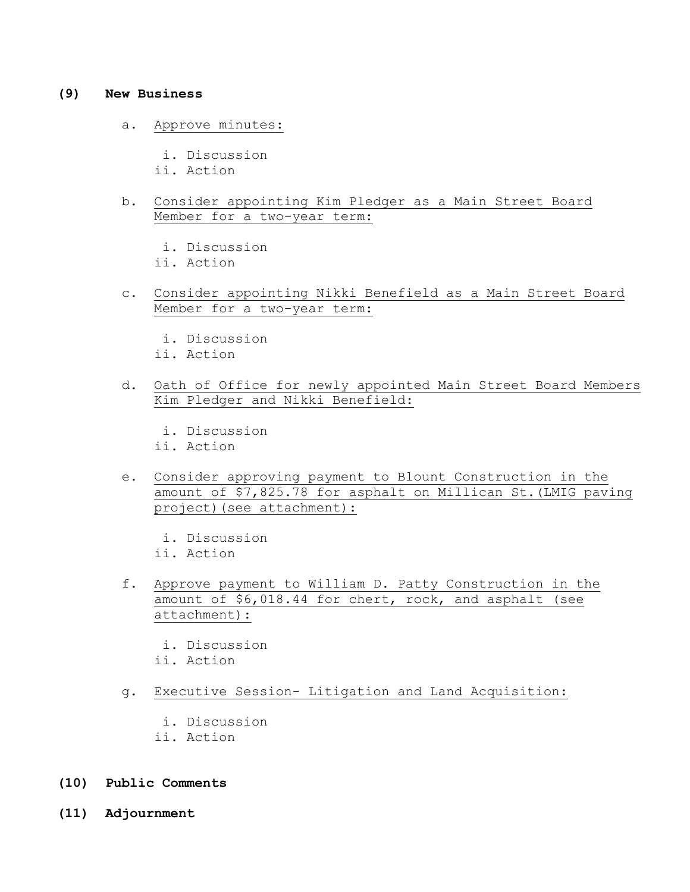**(9) New Business**

a. Approve minutes:

  i. Discussion
  ii. Action

b. Consider appointing Kim Pledger as a Main Street Board Member for a two-year term:

  i. Discussion
  ii. Action

c. Consider appointing Nikki Benefield as a Main Street Board Member for a two-year term:

  i. Discussion
  ii. Action

d. Oath of Office for newly appointed Main Street Board Members Kim Pledger and Nikki Benefield:

  i. Discussion
  ii. Action

e. Consider approving payment to Blount Construction in the amount of $7,825.78 for asphalt on Millican St.(LMIG paving project)(see attachment):

  i. Discussion
  ii. Action

f. Approve payment to William D. Patty Construction in the amount of $6,018.44 for chert, rock, and asphalt (see attachment):

  i. Discussion
  ii. Action

g. Executive Session- Litigation and Land Acquisition:

  i. Discussion
  ii. Action

**(10) Public Comments**

**(11) Adjournment**